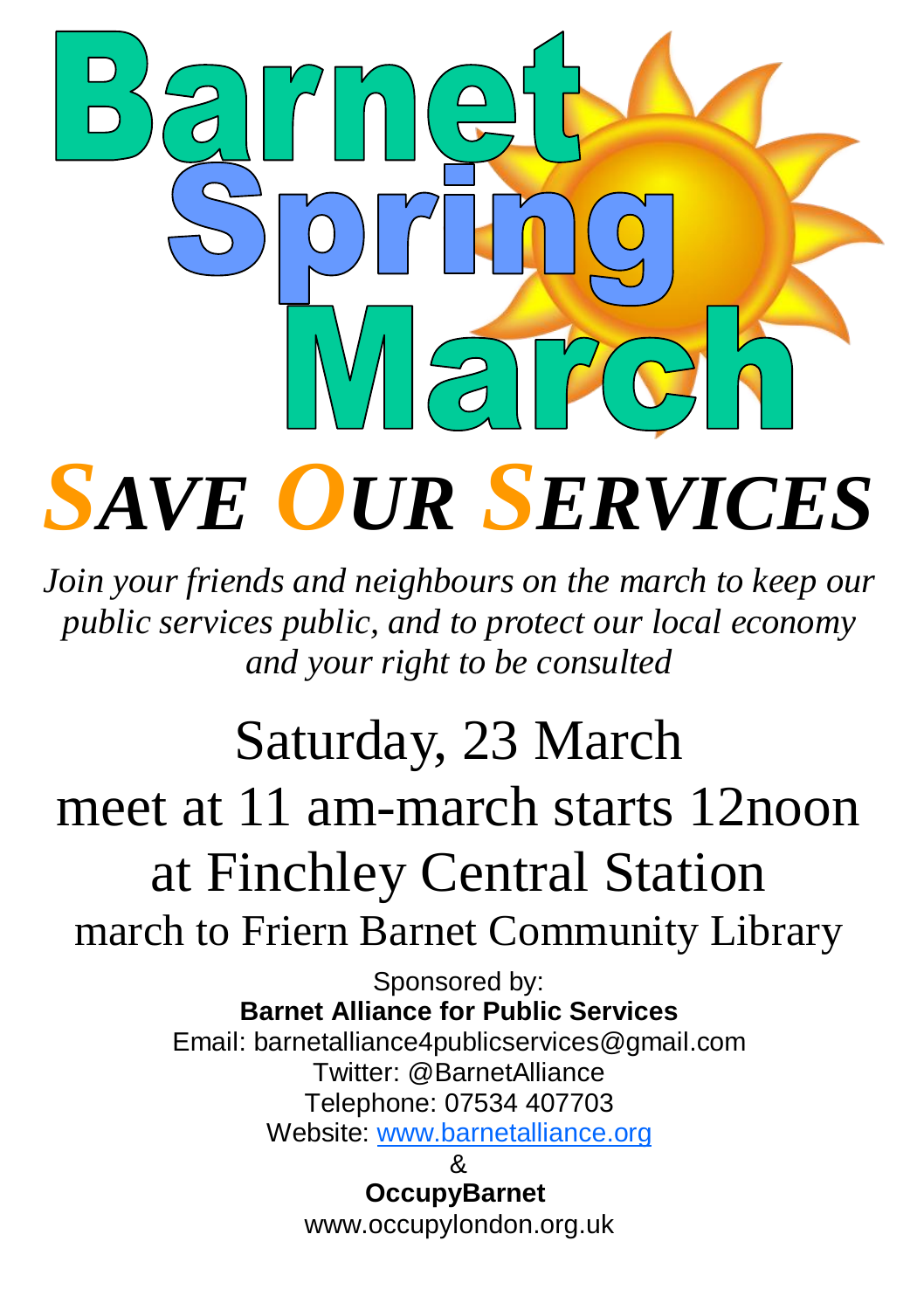# Barnet Spring March

# *SAVE OUR SERVICES*

*Join your friends and neighbours on the march to keep our public services public, and to protect our local economy and your right to be consulted*

## Saturday, 23 March

## meet at 11 am-march starts 12noon

## at Finchley Central Station

### march to Friern Barnet Community Library

Sponsored by:

**Barnet Alliance for Public Services**

Email: barnetalliance4publicservices@gmail.com

Twitter: @BarnetAlliance

Telephone: 07534 407703

Website: [www.barnetalliance.org](http://www.barnetalliance.org)

&

**OccupyBarnet**

www.occupylondon.org.uk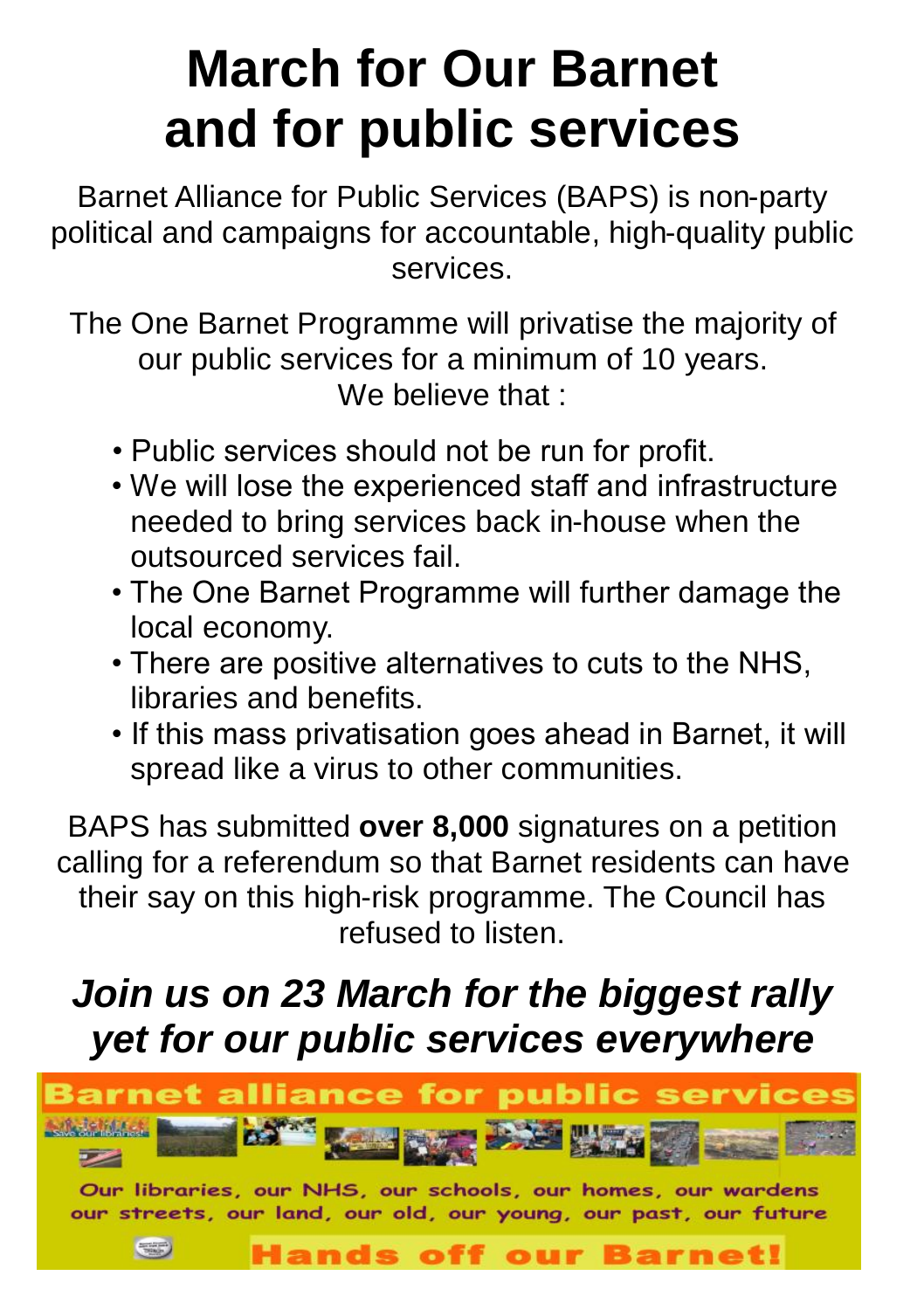# March for Our Barnet and for public services

Barnet Alliance for Public Services (BAPS) is non-party political and campaigns for accountable, high-quality public services.

The One Barnet Programme will privatise the majority of our public services for a minimum of 10 years. We believe that :

- Public services should not be run for profit.
- We will lose the experienced staff and infrastructure needed to bring services back in-house when the outsourced services fail.
- The One Barnet Programme will further damage the local economy.
- There are positive alternatives to cuts to the NHS, libraries and benefits.
- If this mass privatisation goes ahead in Barnet, it will spread like a virus to other communities.

BAPS has submitted **over 8,000** signatures on a petition calling for a referendum so that Barnet residents can have their say on this high-risk programme. The Council has refused to listen.

## *Join us on 23 March for the biggest rally yet for our public services everywhere*

Barnet alliance for public services

Our libraries, our NHS, our schools, our homes, our wardens our streets, our land, our old, our young, our past, our future

Hands off our Barnet!